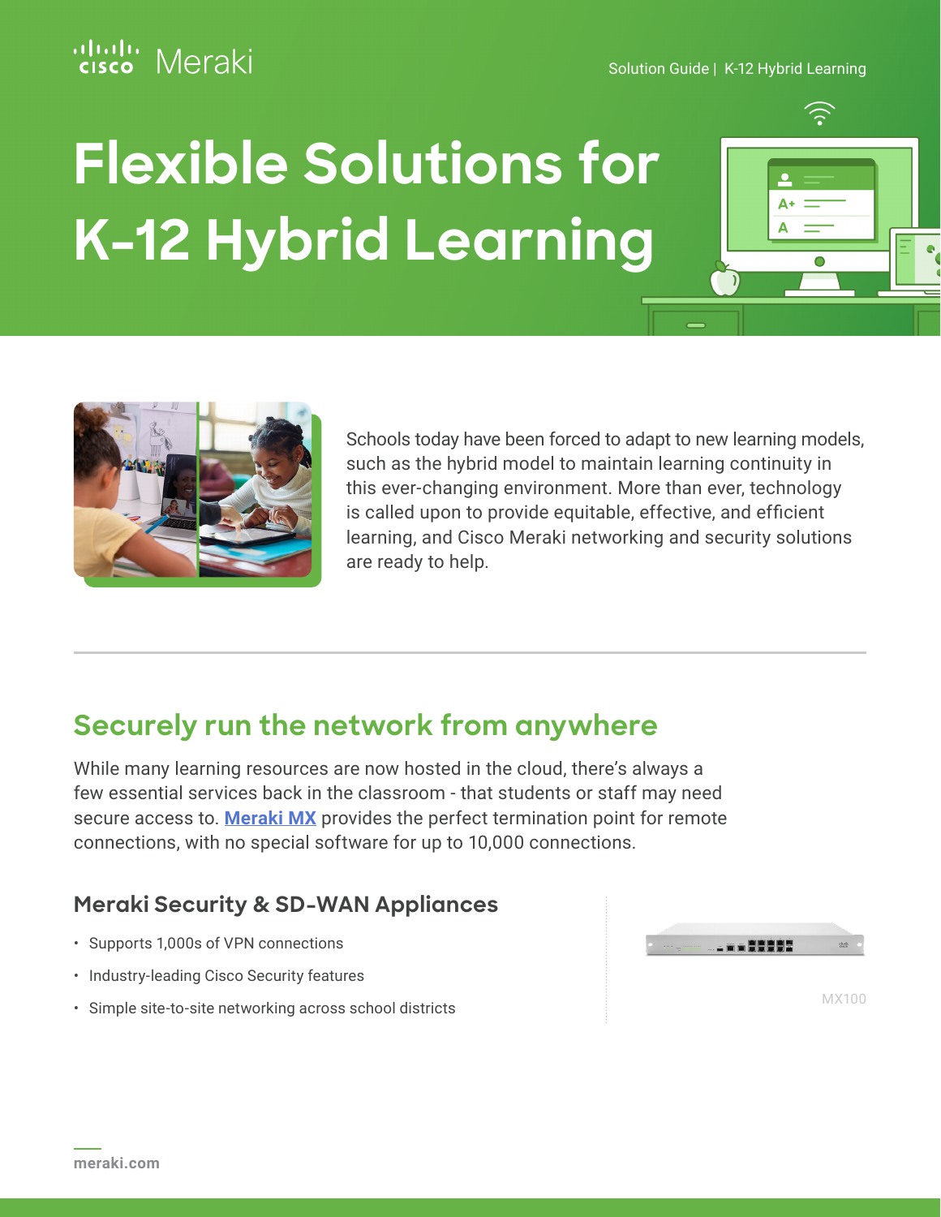Solution Guide | K-12 Hybrid Learning

# Flexible Solutions for K-12 Hybrid Learning

Schools today have been forced to adapt to new learning models, such as the hybrid model to maintain learning continuity in this ever-changing environment. More than ever, technology is called upon to provide equitable, effective, and efficient learning, and Cisco Meraki networking and security solutions are ready to help.

## Securely run the network from anywhere

While many learning resources are now hosted in the cloud, there's always a few essential services back in the classroom - that students or staff may need secure access to. **Meraki MX** provides the perfect termination point for remote connections, with no special software for up to 10,000 connections.

### Meraki Security & SD-WAN Appliances

- Supports 1,000s of VPN connections
- Industry-leading Cisco Security features
- Simple site-to-site networking across school districts

MX100

meraki.com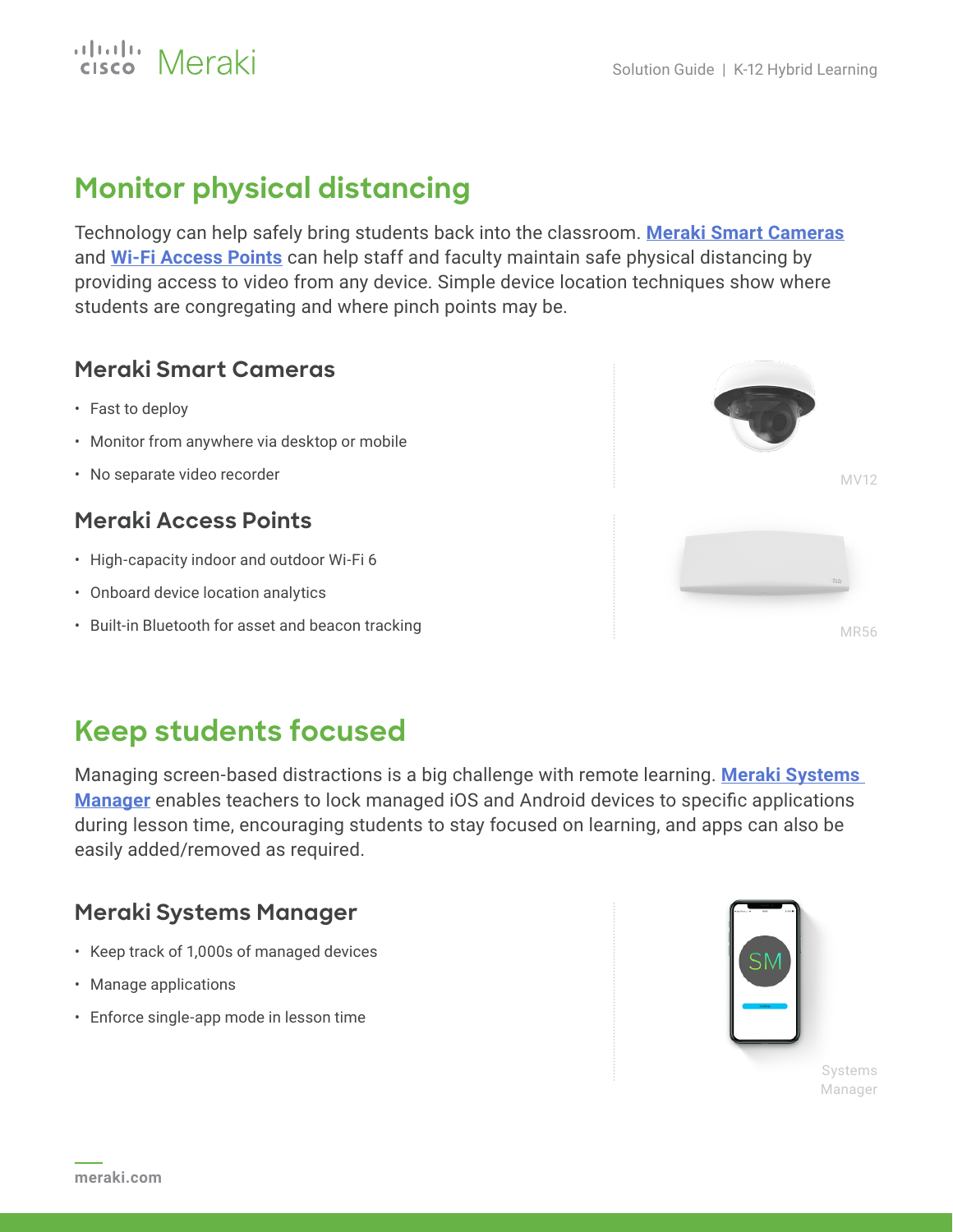# Monitor physical distancing

Technology can help safely bring students back into the classroom. **Meraki Smart Cameras** and **Wi-Fi Access Points** can help staff and faculty maintain safe physical distancing by providing access to video from any device. Simple device location techniques show where students are congregating and where pinch points may be.

## Meraki Smart Cameras

- Fast to deploy
- Monitor from anywhere via desktop or mobile
- No separate video recorder

MV12

## Meraki Access Points

- High-capacity indoor and outdoor Wi-Fi 6
- Onboard device location analytics
- Built-in Bluetooth for asset and beacon tracking

MR56

# Keep students focused

Managing screen-based distractions is a big challenge with remote learning. **Meraki Systems Manager** enables teachers to lock managed iOS and Android devices to specific applications during lesson time, encouraging students to stay focused on learning, and apps can also be easily added/removed as required.

## Meraki Systems Manager

- Keep track of 1,000s of managed devices
- Manage applications
- Enforce single-app mode in lesson time

Systems Manager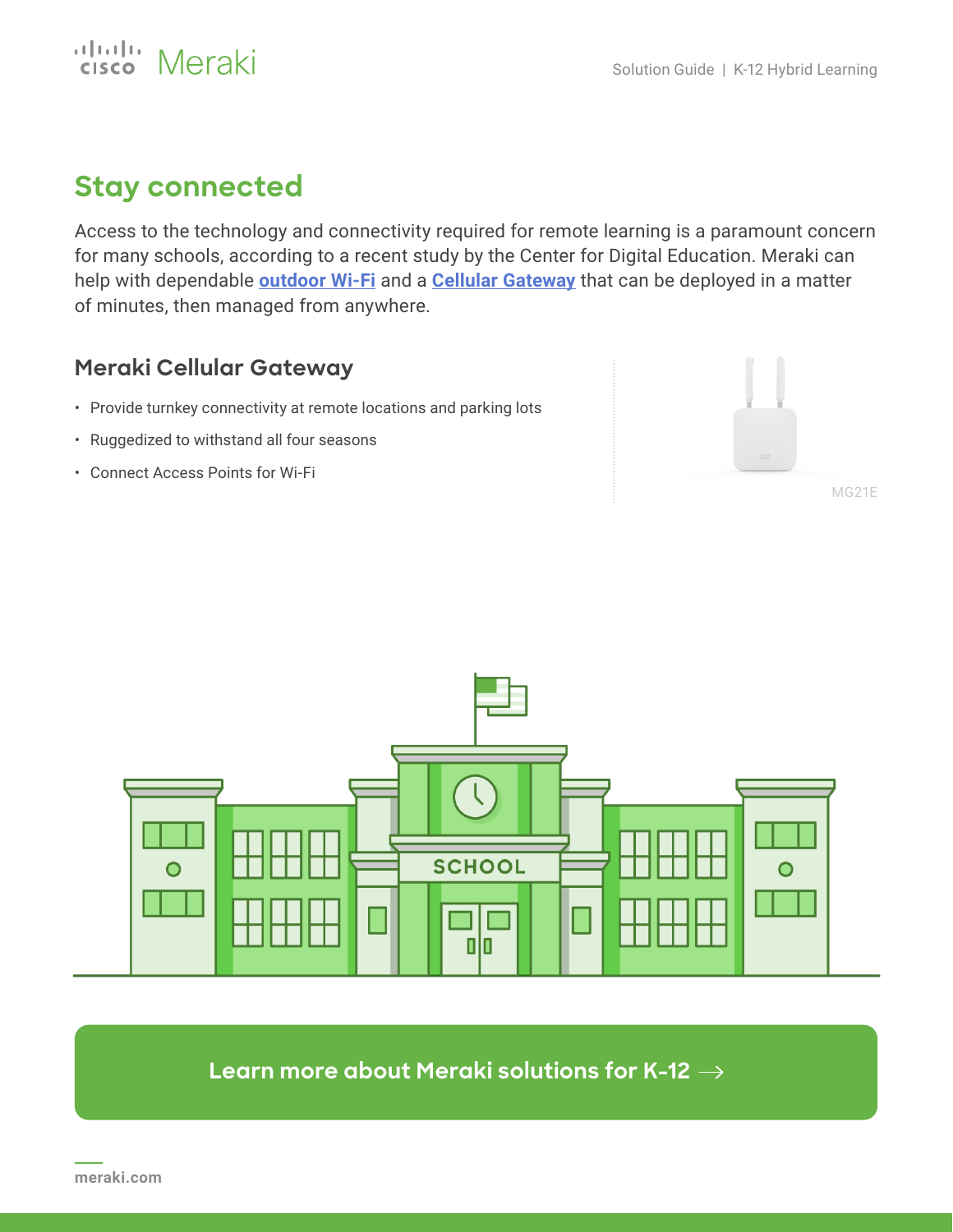## Stay connected

Access to the technology and connectivity required for remote learning is a paramount concern for many schools, according to a recent study by the Center for Digital Education. Meraki can help with dependable outdoor Wi-Fi and a Cellular Gateway that can be deployed in a matter of minutes, then managed from anywhere.

### Meraki Cellular Gateway

- Provide turnkey connectivity at remote locations and parking lots
- Ruggedized to withstand all four seasons
- Connect Access Points for Wi-Fi

MG21E

SCHOOL

Learn more about Meraki solutions for K-12 →

meraki.com